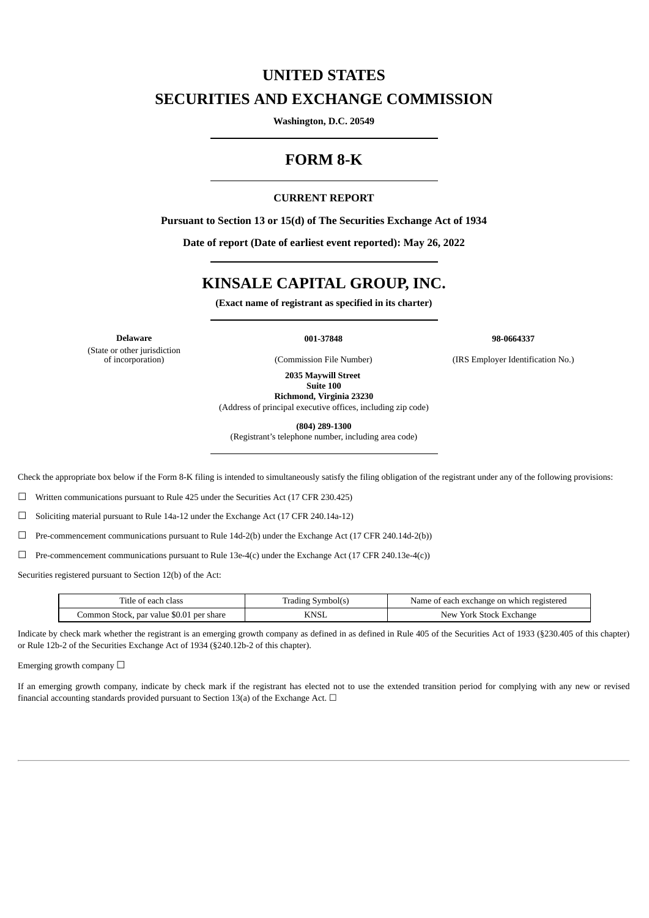# UNITED STATES
# SECURITIES AND EXCHANGE COMMISSION

**Washington, D.C. 20549**

## FORM 8-K

**CURRENT REPORT**

**Pursuant to Section 13 or 15(d) of The Securities Exchange Act of 1934**

**Date of report (Date of earliest event reported): May 26, 2022**

## KINSALE CAPITAL GROUP, INC.

**(Exact name of registrant as specified in its charter)**

| **Delaware** | **001-37848** | **98-0664337** |
|---|---|---|
| (State or other jurisdiction of incorporation) | (Commission File Number) | (IRS Employer Identification No.) |

**2035 Maywill Street**
**Suite 100**
**Richmond, Virginia 23230**
(Address of principal executive offices, including zip code)

**(804) 289-1300**
(Registrant's telephone number, including area code)

Check the appropriate box below if the Form 8-K filing is intended to simultaneously satisfy the filing obligation of the registrant under any of the following provisions:

☐ Written communications pursuant to Rule 425 under the Securities Act (17 CFR 230.425)

☐ Soliciting material pursuant to Rule 14a-12 under the Exchange Act (17 CFR 240.14a-12)

☐ Pre-commencement communications pursuant to Rule 14d-2(b) under the Exchange Act (17 CFR 240.14d-2(b))

☐ Pre-commencement communications pursuant to Rule 13e-4(c) under the Exchange Act (17 CFR 240.13e-4(c))

Securities registered pursuant to Section 12(b) of the Act:

| Title of each class | Trading Symbol(s) | Name of each exchange on which registered |
|---|---|---|
| Common Stock, par value $0.01 per share | KNSL | New York Stock Exchange |

Indicate by check mark whether the registrant is an emerging growth company as defined in as defined in Rule 405 of the Securities Act of 1933 (§230.405 of this chapter) or Rule 12b-2 of the Securities Exchange Act of 1934 (§240.12b-2 of this chapter).

Emerging growth company ☐

If an emerging growth company, indicate by check mark if the registrant has elected not to use the extended transition period for complying with any new or revised financial accounting standards provided pursuant to Section 13(a) of the Exchange Act. ☐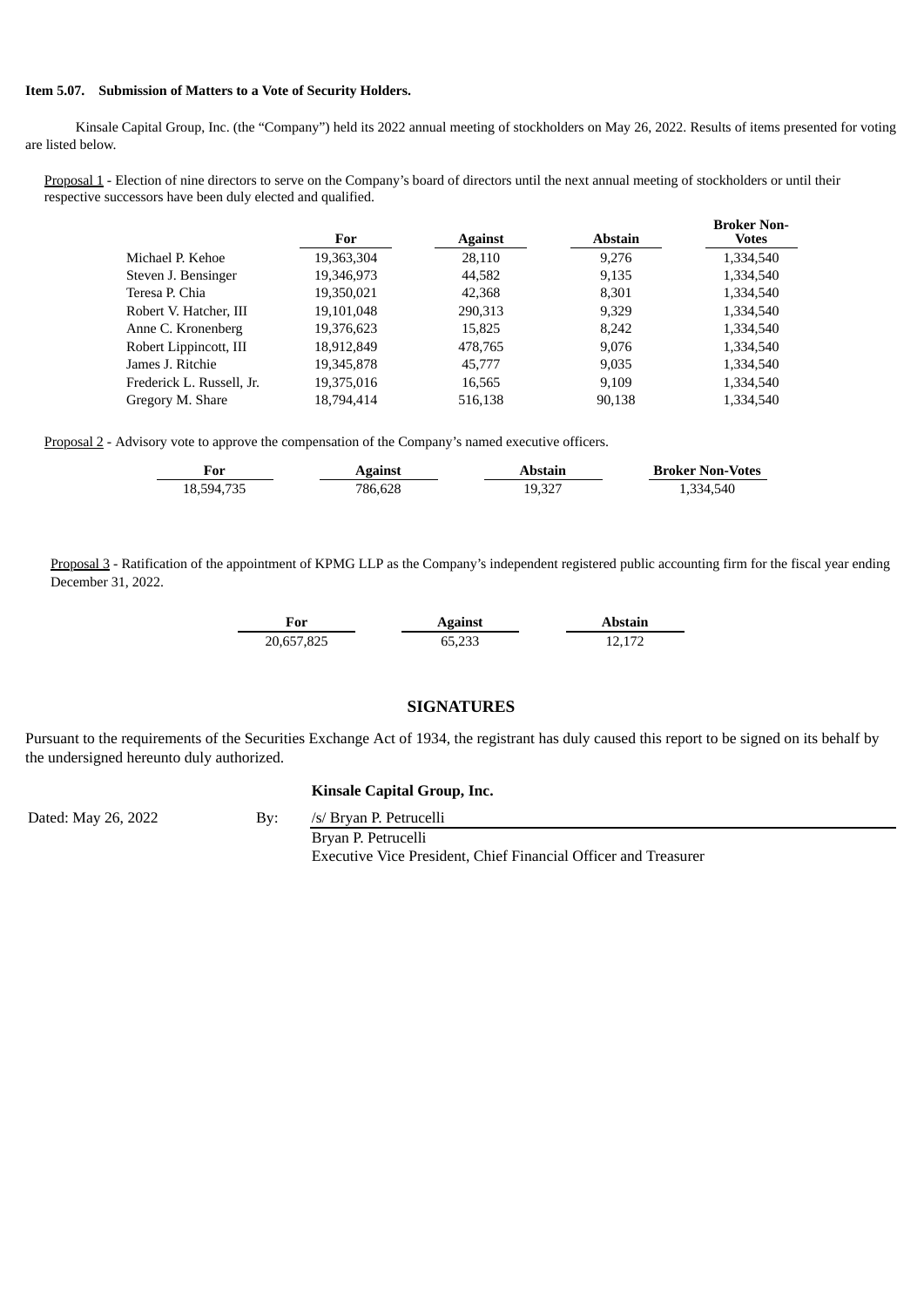**Item 5.07. Submission of Matters to a Vote of Security Holders.**

Kinsale Capital Group, Inc. (the "Company") held its 2022 annual meeting of stockholders on May 26, 2022. Results of items presented for voting are listed below.

Proposal 1 - Election of nine directors to serve on the Company's board of directors until the next annual meeting of stockholders or until their respective successors have been duly elected and qualified.

| | For | Against | Abstain | Broker Non-Votes |
|---|---|---|---|---|
| Michael P. Kehoe | 19,363,304 | 28,110 | 9,276 | 1,334,540 |
| Steven J. Bensinger | 19,346,973 | 44,582 | 9,135 | 1,334,540 |
| Teresa P. Chia | 19,350,021 | 42,368 | 8,301 | 1,334,540 |
| Robert V. Hatcher, III | 19,101,048 | 290,313 | 9,329 | 1,334,540 |
| Anne C. Kronenberg | 19,376,623 | 15,825 | 8,242 | 1,334,540 |
| Robert Lippincott, III | 18,912,849 | 478,765 | 9,076 | 1,334,540 |
| James J. Ritchie | 19,345,878 | 45,777 | 9,035 | 1,334,540 |
| Frederick L. Russell, Jr. | 19,375,016 | 16,565 | 9,109 | 1,334,540 |
| Gregory M. Share | 18,794,414 | 516,138 | 90,138 | 1,334,540 |

Proposal 2 - Advisory vote to approve the compensation of the Company's named executive officers.

| For | Against | Abstain | Broker Non-Votes |
|---|---|---|---|
| 18,594,735 | 786,628 | 19,327 | 1,334,540 |

Proposal 3 - Ratification of the appointment of KPMG LLP as the Company's independent registered public accounting firm for the fiscal year ending December 31, 2022.

| For | Against | Abstain |
|---|---|---|
| 20,657,825 | 65,233 | 12,172 |

## SIGNATURES

Pursuant to the requirements of the Securities Exchange Act of 1934, the registrant has duly caused this report to be signed on its behalf by the undersigned hereunto duly authorized.

**Kinsale Capital Group, Inc.**

Dated: May 26, 2022 By: /s/ Bryan P. Petrucelli

Bryan P. Petrucelli
Executive Vice President, Chief Financial Officer and Treasurer